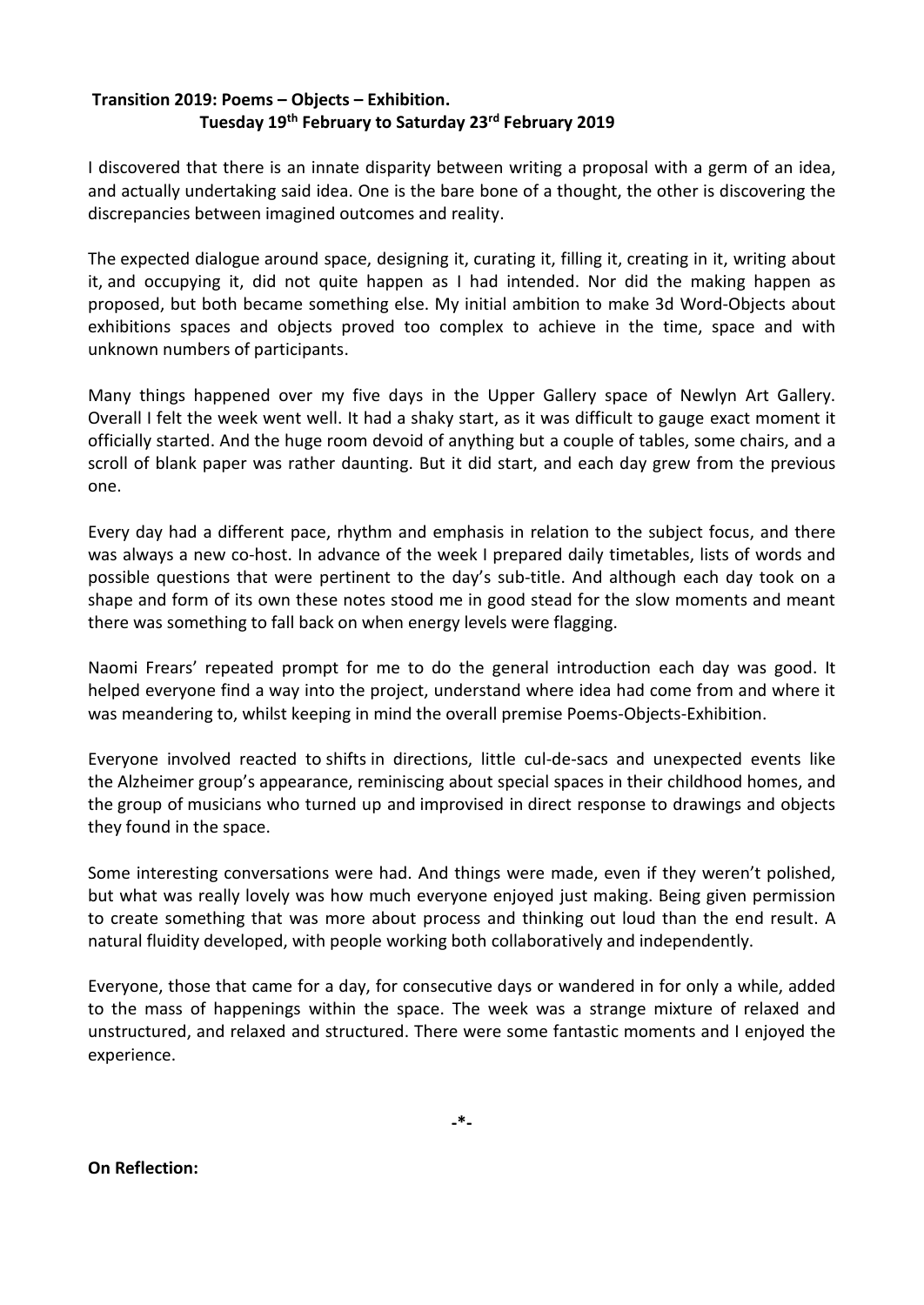**Transition 2019: Poems – Objects – Exhibition.**
**Tuesday 19th February to Saturday 23rd February 2019**

I discovered that there is an innate disparity between writing a proposal with a germ of an idea, and actually undertaking said idea. One is the bare bone of a thought, the other is discovering the discrepancies between imagined outcomes and reality.

The expected dialogue around space, designing it, curating it, filling it, creating in it, writing about it, and occupying it, did not quite happen as I had intended. Nor did the making happen as proposed, but both became something else. My initial ambition to make 3d Word-Objects about exhibitions spaces and objects proved too complex to achieve in the time, space and with unknown numbers of participants.

Many things happened over my five days in the Upper Gallery space of Newlyn Art Gallery. Overall I felt the week went well. It had a shaky start, as it was difficult to gauge exact moment it officially started. And the huge room devoid of anything but a couple of tables, some chairs, and a scroll of blank paper was rather daunting. But it did start, and each day grew from the previous one.

Every day had a different pace, rhythm and emphasis in relation to the subject focus, and there was always a new co-host. In advance of the week I prepared daily timetables, lists of words and possible questions that were pertinent to the day's sub-title. And although each day took on a shape and form of its own these notes stood me in good stead for the slow moments and meant there was something to fall back on when energy levels were flagging.

Naomi Frears' repeated prompt for me to do the general introduction each day was good. It helped everyone find a way into the project, understand where idea had come from and where it was meandering to, whilst keeping in mind the overall premise Poems-Objects-Exhibition.

Everyone involved reacted to shifts in directions, little cul-de-sacs and unexpected events like the Alzheimer group's appearance, reminiscing about special spaces in their childhood homes, and the group of musicians who turned up and improvised in direct response to drawings and objects they found in the space.

Some interesting conversations were had. And things were made, even if they weren't polished, but what was really lovely was how much everyone enjoyed just making. Being given permission to create something that was more about process and thinking out loud than the end result. A natural fluidity developed, with people working both collaboratively and independently.

Everyone, those that came for a day, for consecutive days or wandered in for only a while, added to the mass of happenings within the space. The week was a strange mixture of relaxed and unstructured, and relaxed and structured. There were some fantastic moments and I enjoyed the experience.

**-*-**

**On Reflection:**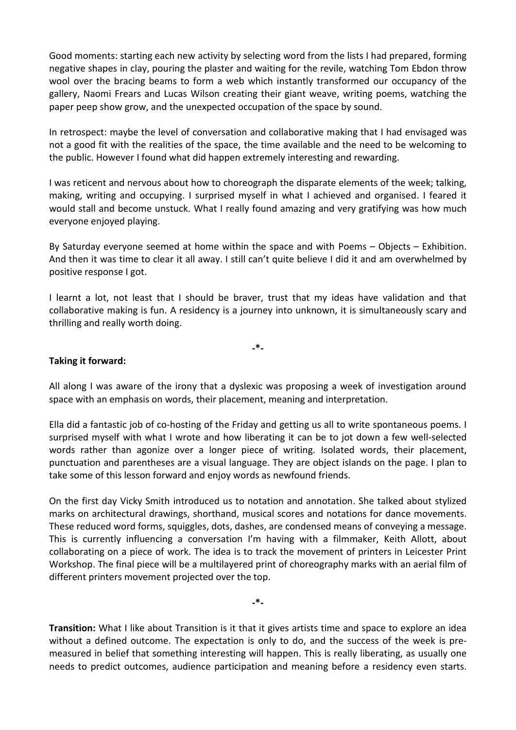Good moments: starting each new activity by selecting word from the lists I had prepared, forming negative shapes in clay, pouring the plaster and waiting for the revile, watching Tom Ebdon throw wool over the bracing beams to form a web which instantly transformed our occupancy of the gallery, Naomi Frears and Lucas Wilson creating their giant weave, writing poems, watching the paper peep show grow, and the unexpected occupation of the space by sound.

In retrospect: maybe the level of conversation and collaborative making that I had envisaged was not a good fit with the realities of the space, the time available and the need to be welcoming to the public. However I found what did happen extremely interesting and rewarding.

I was reticent and nervous about how to choreograph the disparate elements of the week; talking, making, writing and occupying. I surprised myself in what I achieved and organised. I feared it would stall and become unstuck. What I really found amazing and very gratifying was how much everyone enjoyed playing.

By Saturday everyone seemed at home within the space and with Poems – Objects – Exhibition. And then it was time to clear it all away. I still can't quite believe I did it and am overwhelmed by positive response I got.

I learnt a lot, not least that I should be braver, trust that my ideas have validation and that collaborative making is fun. A residency is a journey into unknown, it is simultaneously scary and thrilling and really worth doing.

-*-

**Taking it forward:**

All along I was aware of the irony that a dyslexic was proposing a week of investigation around space with an emphasis on words, their placement, meaning and interpretation.

Ella did a fantastic job of co-hosting of the Friday and getting us all to write spontaneous poems. I surprised myself with what I wrote and how liberating it can be to jot down a few well-selected words rather than agonize over a longer piece of writing. Isolated words, their placement, punctuation and parentheses are a visual language. They are object islands on the page. I plan to take some of this lesson forward and enjoy words as newfound friends.

On the first day Vicky Smith introduced us to notation and annotation. She talked about stylized marks on architectural drawings, shorthand, musical scores and notations for dance movements. These reduced word forms, squiggles, dots, dashes, are condensed means of conveying a message. This is currently influencing a conversation I'm having with a filmmaker, Keith Allott, about collaborating on a piece of work. The idea is to track the movement of printers in Leicester Print Workshop. The final piece will be a multilayered print of choreography marks with an aerial film of different printers movement projected over the top.

-*-

**Transition:** What I like about Transition is it that it gives artists time and space to explore an idea without a defined outcome. The expectation is only to do, and the success of the week is pre-measured in belief that something interesting will happen. This is really liberating, as usually one needs to predict outcomes, audience participation and meaning before a residency even starts.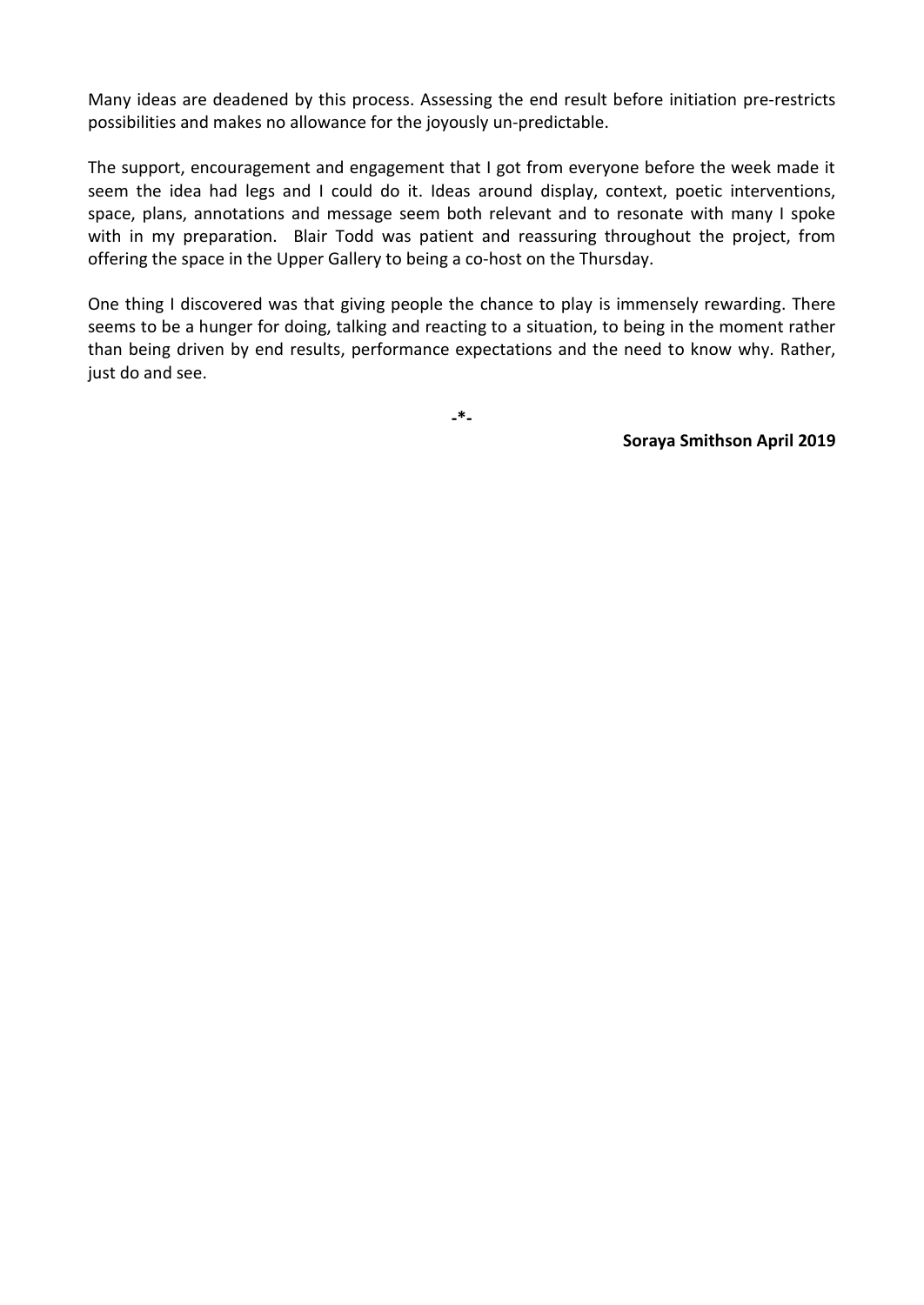Many ideas are deadened by this process. Assessing the end result before initiation pre-restricts possibilities and makes no allowance for the joyously un-predictable.

The support, encouragement and engagement that I got from everyone before the week made it seem the idea had legs and I could do it. Ideas around display, context, poetic interventions, space, plans, annotations and message seem both relevant and to resonate with many I spoke with in my preparation. Blair Todd was patient and reassuring throughout the project, from offering the space in the Upper Gallery to being a co-host on the Thursday.

One thing I discovered was that giving people the chance to play is immensely rewarding. There seems to be a hunger for doing, talking and reacting to a situation, to being in the moment rather than being driven by end results, performance expectations and the need to know why. Rather, just do and see.

**-*-**

**Soraya Smithson April 2019**